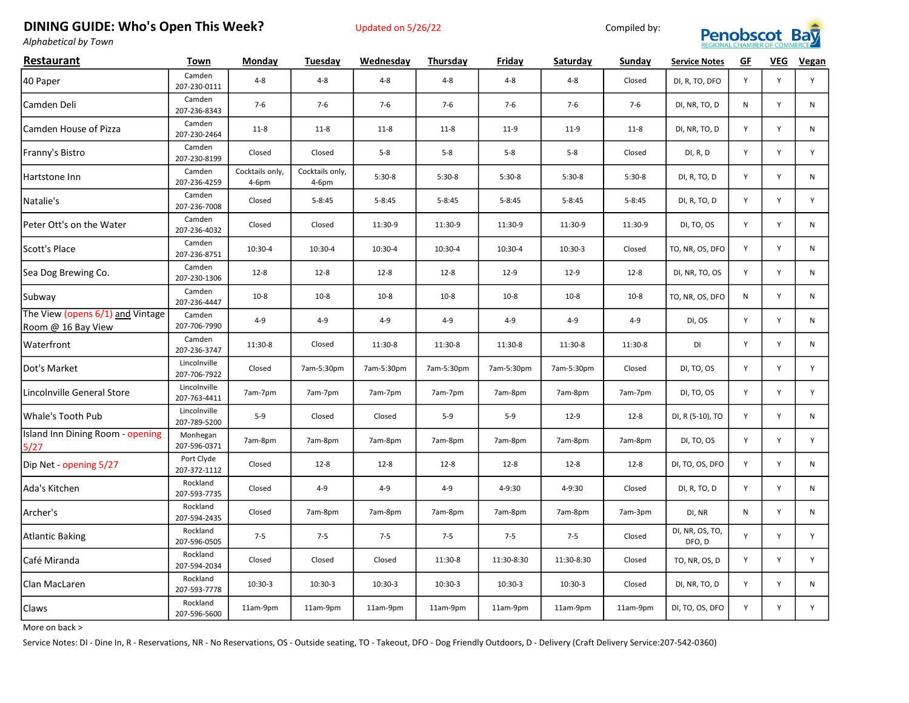# DINING GUIDE: Who's Open This Week?

*Alphabetical by Town*

Updated on 5/26/22

Compiled by: Penobscot Bay Regional Chamber of Commerce

| Restaurant | Town | Monday | Tuesday | Wednesday | Thursday | Friday | Saturday | Sunday | Service Notes | GF | VEG | Vegan |
|---|---|---|---|---|---|---|---|---|---|---|---|---|
| 40 Paper | Camden 207-230-0111 | 4-8 | 4-8 | 4-8 | 4-8 | 4-8 | 4-8 | Closed | DI, R, TO, DFO | Y | Y | Y |
| Camden Deli | Camden 207-236-8343 | 7-6 | 7-6 | 7-6 | 7-6 | 7-6 | 7-6 | 7-6 | DI, NR, TO, D | N | Y | N |
| Camden House of Pizza | Camden 207-230-2464 | 11-8 | 11-8 | 11-8 | 11-8 | 11-9 | 11-9 | 11-8 | DI, NR, TO, D | Y | Y | N |
| Franny's Bistro | Camden 207-230-8199 | Closed | Closed | 5-8 | 5-8 | 5-8 | 5-8 | Closed | DI, R, D | Y | Y | Y |
| Hartstone Inn | Camden 207-236-4259 | Cocktails only, 4-6pm | Cocktails only, 4-6pm | 5:30-8 | 5:30-8 | 5:30-8 | 5:30-8 | 5:30-8 | DI, R, TO, D | Y | Y | N |
| Natalie's | Camden 207-236-7008 | Closed | 5-8:45 | 5-8:45 | 5-8:45 | 5-8:45 | 5-8:45 | 5-8:45 | DI, R, TO, D | Y | Y | Y |
| Peter Ott's on the Water | Camden 207-236-4032 | Closed | Closed | 11:30-9 | 11:30-9 | 11:30-9 | 11:30-9 | 11:30-9 | DI, TO, OS | Y | Y | N |
| Scott's Place | Camden 207-236-8751 | 10:30-4 | 10:30-4 | 10:30-4 | 10:30-4 | 10:30-4 | 10:30-3 | Closed | TO, NR, OS, DFO | Y | Y | N |
| Sea Dog Brewing Co. | Camden 207-230-1306 | 12-8 | 12-8 | 12-8 | 12-8 | 12-9 | 12-9 | 12-8 | DI, NR, TO, OS | Y | Y | N |
| Subway | Camden 207-236-4447 | 10-8 | 10-8 | 10-8 | 10-8 | 10-8 | 10-8 | 10-8 | TO, NR, OS, DFO | N | Y | N |
| The View (opens 6/1) and Vintage Room @ 16 Bay View | Camden 207-706-7990 | 4-9 | 4-9 | 4-9 | 4-9 | 4-9 | 4-9 | 4-9 | DI, OS | Y | Y | N |
| Waterfront | Camden 207-236-3747 | 11:30-8 | Closed | 11:30-8 | 11:30-8 | 11:30-8 | 11:30-8 | 11:30-8 | DI | Y | Y | N |
| Dot's Market | Lincolnville 207-706-7922 | Closed | 7am-5:30pm | 7am-5:30pm | 7am-5:30pm | 7am-5:30pm | 7am-5:30pm | Closed | DI, TO, OS | Y | Y | Y |
| Lincolnville General Store | Lincolnville 207-763-4411 | 7am-7pm | 7am-7pm | 7am-7pm | 7am-7pm | 7am-8pm | 7am-8pm | 7am-7pm | DI, TO, OS | Y | Y | Y |
| Whale's Tooth Pub | Lincolnville 207-789-5200 | 5-9 | Closed | Closed | 5-9 | 5-9 | 12-9 | 12-8 | DI, R (5-10), TO | Y | Y | N |
| Island Inn Dining Room - opening 5/27 | Monhegan 207-596-0371 | 7am-8pm | 7am-8pm | 7am-8pm | 7am-8pm | 7am-8pm | 7am-8pm | 7am-8pm | DI, TO, OS | Y | Y | Y |
| Dip Net - opening 5/27 | Port Clyde 207-372-1112 | Closed | 12-8 | 12-8 | 12-8 | 12-8 | 12-8 | 12-8 | DI, TO, OS, DFO | Y | Y | N |
| Ada's Kitchen | Rockland 207-593-7735 | Closed | 4-9 | 4-9 | 4-9 | 4-9:30 | 4-9:30 | Closed | DI, R, TO, D | Y | Y | N |
| Archer's | Rockland 207-594-2435 | Closed | 7am-8pm | 7am-8pm | 7am-8pm | 7am-8pm | 7am-8pm | 7am-3pm | DI, NR | N | Y | N |
| Atlantic Baking | Rockland 207-596-0505 | 7-5 | 7-5 | 7-5 | 7-5 | 7-5 | 7-5 | Closed | DI, NR, OS, TO, DFO, D | Y | Y | Y |
| Café Miranda | Rockland 207-594-2034 | Closed | Closed | Closed | 11:30-8 | 11:30-8:30 | 11:30-8:30 | Closed | TO, NR, OS, D | Y | Y | Y |
| Clan MacLaren | Rockland 207-593-7778 | 10:30-3 | 10:30-3 | 10:30-3 | 10:30-3 | 10:30-3 | 10:30-3 | Closed | DI, NR, TO, D | Y | Y | N |
| Claws | Rockland 207-596-5600 | 11am-9pm | 11am-9pm | 11am-9pm | 11am-9pm | 11am-9pm | 11am-9pm | 11am-9pm | DI, TO, OS, DFO | Y | Y | Y |

More on back >

Service Notes: DI - Dine In, R - Reservations, NR - No Reservations, OS - Outside seating, TO - Takeout, DFO - Dog Friendly Outdoors, D - Delivery (Craft Delivery Service:207-542-0360)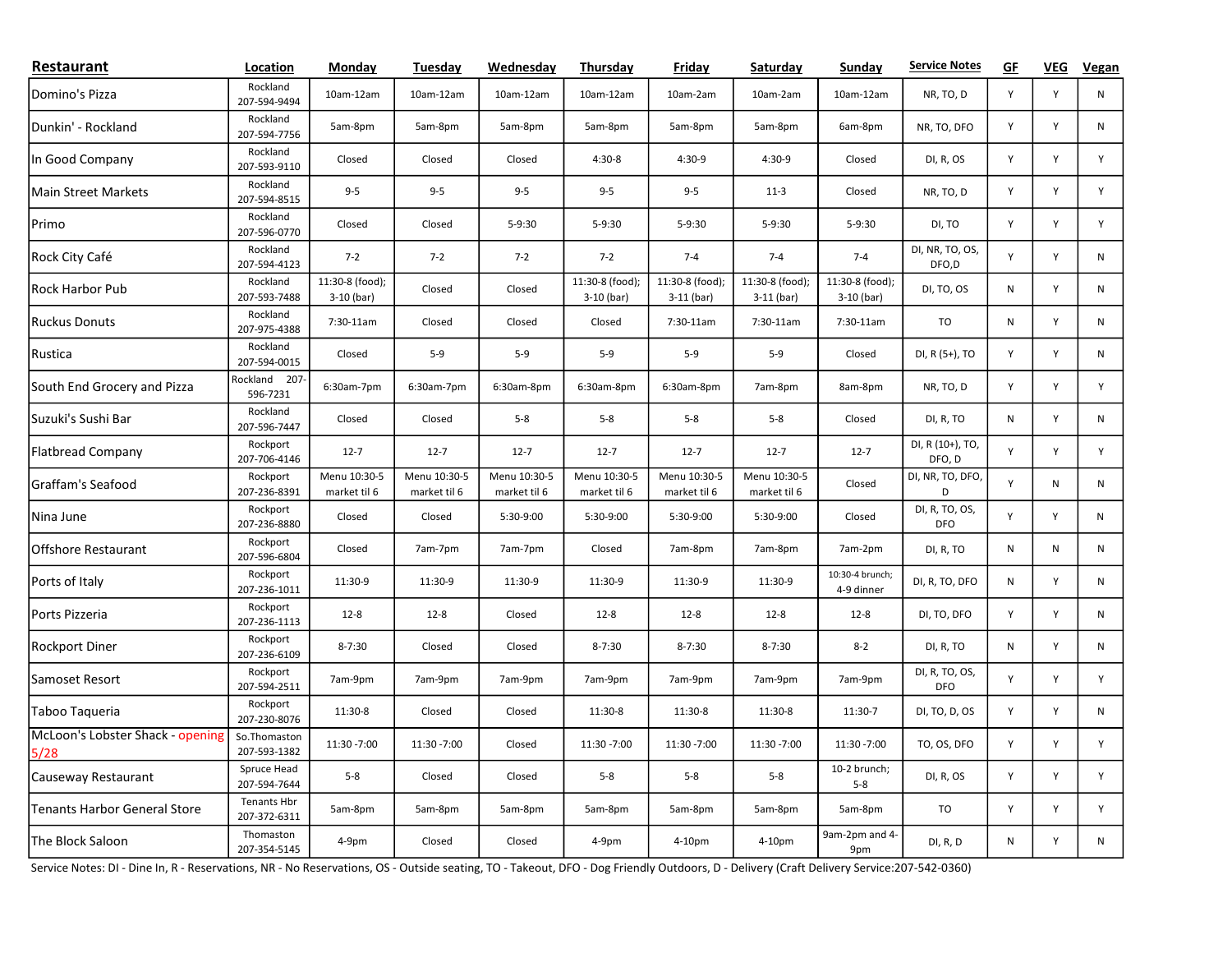| Restaurant | Location | Monday | Tuesday | Wednesday | Thursday | Friday | Saturday | Sunday | Service Notes | GF | VEG | Vegan |
|---|---|---|---|---|---|---|---|---|---|---|---|---|
| Domino's Pizza | Rockland 207-594-9494 | 10am-12am | 10am-12am | 10am-12am | 10am-12am | 10am-2am | 10am-2am | 10am-12am | NR, TO, D | Y | Y | N |
| Dunkin' - Rockland | Rockland 207-594-7756 | 5am-8pm | 5am-8pm | 5am-8pm | 5am-8pm | 5am-8pm | 5am-8pm | 6am-8pm | NR, TO, DFO | Y | Y | N |
| In Good Company | Rockland 207-593-9110 | Closed | Closed | Closed | 4:30-8 | 4:30-9 | 4:30-9 | Closed | DI, R, OS | Y | Y | Y |
| Main Street Markets | Rockland 207-594-8515 | 9-5 | 9-5 | 9-5 | 9-5 | 9-5 | 11-3 | Closed | NR, TO, D | Y | Y | Y |
| Primo | Rockland 207-596-0770 | Closed | Closed | 5-9:30 | 5-9:30 | 5-9:30 | 5-9:30 | 5-9:30 | DI, TO | Y | Y | Y |
| Rock City Café | Rockland 207-594-4123 | 7-2 | 7-2 | 7-2 | 7-2 | 7-4 | 7-4 | 7-4 | DI, NR, TO, OS, DFO,D | Y | Y | N |
| Rock Harbor Pub | Rockland 207-593-7488 | 11:30-8 (food); 3-10 (bar) | Closed | Closed | 11:30-8 (food); 3-10 (bar) | 11:30-8 (food); 3-11 (bar) | 11:30-8 (food); 3-11 (bar) | 11:30-8 (food); 3-10 (bar) | DI, TO, OS | N | Y | N |
| Ruckus Donuts | Rockland 207-975-4388 | 7:30-11am | Closed | Closed | Closed | 7:30-11am | 7:30-11am | 7:30-11am | TO | N | Y | N |
| Rustica | Rockland 207-594-0015 | Closed | 5-9 | 5-9 | 5-9 | 5-9 | 5-9 | Closed | DI, R (5+), TO | Y | Y | N |
| South End Grocery and Pizza | Rockland 207-596-7231 | 6:30am-7pm | 6:30am-7pm | 6:30am-8pm | 6:30am-8pm | 6:30am-8pm | 7am-8pm | 8am-8pm | NR, TO, D | Y | Y | Y |
| Suzuki's Sushi Bar | Rockland 207-596-7447 | Closed | Closed | 5-8 | 5-8 | 5-8 | 5-8 | Closed | DI, R, TO | N | Y | N |
| Flatbread Company | Rockport 207-706-4146 | 12-7 | 12-7 | 12-7 | 12-7 | 12-7 | 12-7 | 12-7 | DI, R (10+), TO, DFO, D | Y | Y | Y |
| Graffam's Seafood | Rockport 207-236-8391 | Menu 10:30-5 market til 6 | Menu 10:30-5 market til 6 | Menu 10:30-5 market til 6 | Menu 10:30-5 market til 6 | Menu 10:30-5 market til 6 | Menu 10:30-5 market til 6 | Closed | DI, NR, TO, DFO, D | Y | N | N |
| Nina June | Rockport 207-236-8880 | Closed | Closed | 5:30-9:00 | 5:30-9:00 | 5:30-9:00 | 5:30-9:00 | Closed | DI, R, TO, OS, DFO | Y | Y | N |
| Offshore Restaurant | Rockport 207-596-6804 | Closed | 7am-7pm | 7am-7pm | Closed | 7am-8pm | 7am-8pm | 7am-2pm | DI, R, TO | N | N | N |
| Ports of Italy | Rockport 207-236-1011 | 11:30-9 | 11:30-9 | 11:30-9 | 11:30-9 | 11:30-9 | 11:30-9 | 10:30-4 brunch; 4-9 dinner | DI, R, TO, DFO | N | Y | N |
| Ports Pizzeria | Rockport 207-236-1113 | 12-8 | 12-8 | Closed | 12-8 | 12-8 | 12-8 | 12-8 | DI, TO, DFO | Y | Y | N |
| Rockport Diner | Rockport 207-236-6109 | 8-7:30 | Closed | Closed | 8-7:30 | 8-7:30 | 8-7:30 | 8-2 | DI, R, TO | N | Y | N |
| Samoset Resort | Rockport 207-594-2511 | 7am-9pm | 7am-9pm | 7am-9pm | 7am-9pm | 7am-9pm | 7am-9pm | 7am-9pm | DI, R, TO, OS, DFO | Y | Y | Y |
| Taboo Taqueria | Rockport 207-230-8076 | 11:30-8 | Closed | Closed | 11:30-8 | 11:30-8 | 11:30-8 | 11:30-7 | DI, TO, D, OS | Y | Y | N |
| McLoon's Lobster Shack - opening 5/28 | So.Thomaston 207-593-1382 | 11:30 -7:00 | 11:30 -7:00 | Closed | 11:30 -7:00 | 11:30 -7:00 | 11:30 -7:00 | 11:30 -7:00 | TO, OS, DFO | Y | Y | Y |
| Causeway Restaurant | Spruce Head 207-594-7644 | 5-8 | Closed | Closed | 5-8 | 5-8 | 5-8 | 10-2 brunch; 5-8 | DI, R, OS | Y | Y | Y |
| Tenants Harbor General Store | Tenants Hbr 207-372-6311 | 5am-8pm | 5am-8pm | 5am-8pm | 5am-8pm | 5am-8pm | 5am-8pm | 5am-8pm | TO | Y | Y | Y |
| The Block Saloon | Thomaston 207-354-5145 | 4-9pm | Closed | Closed | 4-9pm | 4-10pm | 4-10pm | 9am-2pm and 4-9pm | DI, R, D | N | Y | N |

Service Notes: DI - Dine In, R - Reservations, NR - No Reservations, OS - Outside seating, TO - Takeout, DFO - Dog Friendly Outdoors, D - Delivery (Craft Delivery Service:207-542-0360)